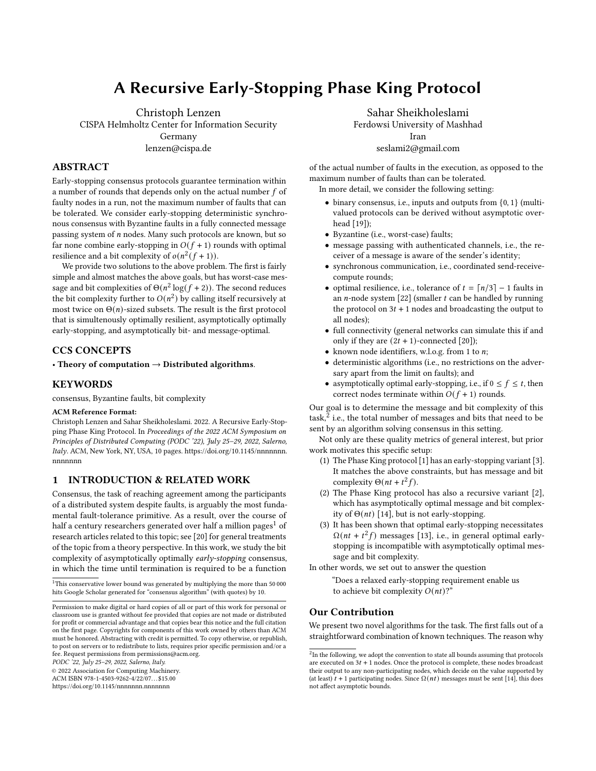# A Recursive Early-Stopping Phase King Protocol

Christoph Lenzen
CISPA Helmholtz Center for Information Security
Germany
lenzen@cispa.de

Sahar Sheikholeslami
Ferdowsi University of Mashhad
Iran
seslami2@gmail.com

## ABSTRACT

Early-stopping consensus protocols guarantee termination within a number of rounds that depends only on the actual number $f$ of faulty nodes in a run, not the maximum number of faults that can be tolerated. We consider early-stopping deterministic synchronous consensus with Byzantine faults in a fully connected message passing system of $n$ nodes. Many such protocols are known, but so far none combine early-stopping in $O(f+1)$ rounds with optimal resilience and a bit complexity of $o(n^2(f+1))$.

We provide two solutions to the above problem. The first is fairly simple and almost matches the above goals, but has worst-case message and bit complexities of $\Theta(n^2 \log(f+2))$. The second reduces the bit complexity further to $O(n^2)$ by calling itself recursively at most twice on $\Theta(n)$-sized subsets. The result is the first protocol that is simultenously optimally resilient, asymptotically optimally early-stopping, and asymptotically bit- and message-optimal.

## CCS CONCEPTS

• **Theory of computation → Distributed algorithms**.

## KEYWORDS

consensus, Byzantine faults, bit complexity

**ACM Reference Format:**
Christoph Lenzen and Sahar Sheikholeslami. 2022. A Recursive Early-Stopping Phase King Protocol. In *Proceedings of the 2022 ACM Symposium on Principles of Distributed Computing (PODC '22), July 25–29, 2022, Salerno, Italy.* ACM, New York, NY, USA, 10 pages. https://doi.org/10.1145/nnnnnnn.nnnnnnn

## 1 INTRODUCTION & RELATED WORK

Consensus, the task of reaching agreement among the participants of a distributed system despite faults, is arguably the most fundamental fault-tolerance primitive. As a result, over the course of half a century researchers generated over half a million pages[1] of research articles related to this topic; see [20] for general treatments of the topic from a theory perspective. In this work, we study the bit complexity of asymptotically optimally *early-stopping* consensus, in which the time until termination is required to be a function of the actual number of faults in the execution, as opposed to the maximum number of faults than can be tolerated.

In more detail, we consider the following setting:

- binary consensus, i.e., inputs and outputs from $\{0,1\}$ (multi-valued protocols can be derived without asymptotic overhead [19]);
- Byzantine (i.e., worst-case) faults;
- message passing with authenticated channels, i.e., the receiver of a message is aware of the sender's identity;
- synchronous communication, i.e., coordinated send-receive-compute rounds;
- optimal resilience, i.e., tolerance of $t = \lceil n/3 \rceil - 1$ faults in an $n$-node system [22] (smaller $t$ can be handled by running the protocol on $3t+1$ nodes and broadcasting the output to all nodes);
- full connectivity (general networks can simulate this if and only if they are $(2t+1)$-connected [20]);
- known node identifiers, w.l.o.g. from 1 to $n$;
- deterministic algorithms (i.e., no restrictions on the adversary apart from the limit on faults); and
- asymptotically optimal early-stopping, i.e., if $0 \leq f \leq t$, then correct nodes terminate within $O(f+1)$ rounds.

Our goal is to determine the message and bit complexity of this task,[2] i.e., the total number of messages and bits that need to be sent by an algorithm solving consensus in this setting.

Not only are these quality metrics of general interest, but prior work motivates this specific setup:

(1) The Phase King protocol [1] has an early-stopping variant [3]. It matches the above constraints, but has message and bit complexity $\Theta(nt + t^2 f)$.
(2) The Phase King protocol has also a recursive variant [2], which has asymptotically optimal message and bit complexity of $\Theta(nt)$ [14], but is not early-stopping.
(3) It has been shown that optimal early-stopping necessitates $\Omega(nt + t^2 f)$ messages [13], i.e., in general optimal early-stopping is incompatible with asymptotically optimal message and bit complexity.

In other words, we set out to answer the question

> "Does a relaxed early-stopping requirement enable us to achieve bit complexity $O(nt)$?"

### Our Contribution

We present two novel algorithms for the task. The first falls out of a straightforward combination of known techniques. The reason why

---

[1] This conservative lower bound was generated by multiplying the more than 50 000 hits Google Scholar generated for "consensus algorithm" (with quotes) by 10.

[2] In the following, we adopt the convention to state all bounds assuming that protocols are executed on $3t+1$ nodes. Once the protocol is complete, these nodes broadcast their output to any non-participating nodes, which decide on the value supported by (at least) $t+1$ participating nodes. Since $\Omega(nt)$ messages must be sent [14], this does not affect asymptotic bounds.

Permission to make digital or hard copies of all or part of this work for personal or classroom use is granted without fee provided that copies are not made or distributed for profit or commercial advantage and that copies bear this notice and the full citation on the first page. Copyrights for components of this work owned by others than ACM must be honored. Abstracting with credit is permitted. To copy otherwise, or republish, to post on servers or to redistribute to lists, requires prior specific permission and/or a fee. Request permissions from permissions@acm.org.
*PODC '22, July 25–29, 2022, Salerno, Italy.*
© 2022 Association for Computing Machinery.
ACM ISBN 978-1-4503-9262-4/22/07...$15.00
https://doi.org/10.1145/nnnnnnn.nnnnnnn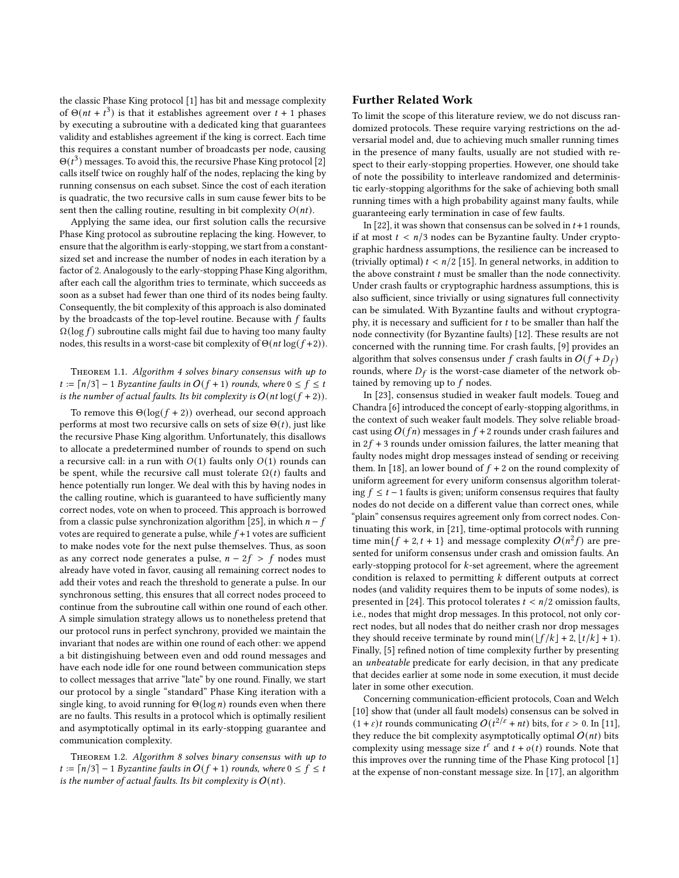the classic Phase King protocol [1] has bit and message complexity of $\Theta(nt + t^3)$ is that it establishes agreement over $t + 1$ phases by executing a subroutine with a dedicated king that guarantees validity and establishes agreement if the king is correct. Each time this requires a constant number of broadcasts per node, causing $\Theta(t^3)$ messages. To avoid this, the recursive Phase King protocol [2] calls itself twice on roughly half of the nodes, replacing the king by running consensus on each subset. Since the cost of each iteration is quadratic, the two recursive calls in sum cause fewer bits to be sent then the calling routine, resulting in bit complexity $O(nt)$.

Applying the same idea, our first solution calls the recursive Phase King protocol as subroutine replacing the king. However, to ensure that the algorithm is early-stopping, we start from a constant-sized set and increase the number of nodes in each iteration by a factor of 2. Analogously to the early-stopping Phase King algorithm, after each call the algorithm tries to terminate, which succeeds as soon as a subset had fewer than one third of its nodes being faulty. Consequently, the bit complexity of this approach is also dominated by the broadcasts of the top-level routine. Because with $f$ faults $\Omega(\log f)$ subroutine calls might fail due to having too many faulty nodes, this results in a worst-case bit complexity of $\Theta(nt \log(f+2))$.

Theorem 1.1. *Algorithm 4 solves binary consensus with up to $t := \lceil n/3 \rceil - 1$ Byzantine faults in $O(f + 1)$ rounds, where $0 \leq f \leq t$ is the number of actual faults. Its bit complexity is $O(nt \log(f + 2))$.*

To remove this $\Theta(\log(f + 2))$ overhead, our second approach performs at most two recursive calls on sets of size $\Theta(t)$, just like the recursive Phase King algorithm. Unfortunately, this disallows to allocate a predetermined number of rounds to spend on such a recursive call: in a run with $O(1)$ faults only $O(1)$ rounds can be spent, while the recursive call must tolerate $\Omega(t)$ faults and hence potentially run longer. We deal with this by having nodes in the calling routine, which is guaranteed to have sufficiently many correct nodes, vote on when to proceed. This approach is borrowed from a classic pulse synchronization algorithm [25], in which $n - f$ votes are required to generate a pulse, while $f + 1$ votes are sufficient to make nodes vote for the next pulse themselves. Thus, as soon as any correct node generates a pulse, $n - 2f > f$ nodes must already have voted in favor, causing all remaining correct nodes to add their votes and reach the threshold to generate a pulse. In our synchronous setting, this ensures that all correct nodes proceed to continue from the subroutine call within one round of each other. A simple simulation strategy allows us to nonetheless pretend that our protocol runs in perfect synchrony, provided we maintain the invariant that nodes are within one round of each other: we append a bit distingishuing between even and odd round messages and have each node idle for one round between communication steps to collect messages that arrive "late" by one round. Finally, we start our protocol by a single "standard" Phase King iteration with a single king, to avoid running for $\Theta(\log n)$ rounds even when there are no faults. This results in a protocol which is optimally resilient and asymptotically optimal in its early-stopping guarantee and communication complexity.

Theorem 1.2. *Algorithm 8 solves binary consensus with up to $t := \lceil n/3 \rceil - 1$ Byzantine faults in $O(f + 1)$ rounds, where $0 \leq f \leq t$ is the number of actual faults. Its bit complexity is $O(nt)$.*

## Further Related Work

To limit the scope of this literature review, we do not discuss randomized protocols. These require varying restrictions on the adversarial model and, due to achieving much smaller running times in the presence of many faults, usually are not studied with respect to their early-stopping properties. However, one should take of note the possibility to interleave randomized and deterministic early-stopping algorithms for the sake of achieving both small running times with a high probability against many faults, while guaranteeing early termination in case of few faults.

In [22], it was shown that consensus can be solved in $t+1$ rounds, if at most $t < n/3$ nodes can be Byzantine faulty. Under cryptographic hardness assumptions, the resilience can be increased to (trivially optimal) $t < n/2$ [15]. In general networks, in addition to the above constraint $t$ must be smaller than the node connectivity. Under crash faults or cryptographic hardness assumptions, this is also sufficient, since trivially or using signatures full connectivity can be simulated. With Byzantine faults and without cryptography, it is necessary and sufficient for $t$ to be smaller than half the node connectivity (for Byzantine faults) [12]. These results are not concerned with the running time. For crash faults, [9] provides an algorithm that solves consensus under $f$ crash faults in $O(f + D_f)$ rounds, where $D_f$ is the worst-case diameter of the network obtained by removing up to $f$ nodes.

In [23], consensus studied in weaker fault models. Toueg and Chandra [6] introduced the concept of early-stopping algorithms, in the context of such weaker fault models. They solve reliable broadcast using $O(fn)$ messages in $f + 2$ rounds under crash failures and in $2f + 3$ rounds under omission failures, the latter meaning that faulty nodes might drop messages instead of sending or receiving them. In [18], an lower bound of $f + 2$ on the round complexity of uniform agreement for every uniform consensus algorithm tolerating $f \leq t - 1$ faults is given; uniform consensus requires that faulty nodes do not decide on a different value than correct ones, while "plain" consensus requires agreement only from correct nodes. Continuating this work, in [21], time-optimal protocols with running time $\min\{f + 2, t + 1\}$ and message complexity $O(n^2 f)$ are presented for uniform consensus under crash and omission faults. An early-stopping protocol for $k$-set agreement, where the agreement condition is relaxed to permitting $k$ different outputs at correct nodes (and validity requires them to be inputs of some nodes), is presented in [24]. This protocol tolerates $t < n/2$ omission faults, i.e., nodes that might drop messages. In this protocol, not only correct nodes, but all nodes that do neither crash nor drop messages they should receive terminate by round $\min(\lfloor f/k \rfloor + 2, \lfloor t/k \rfloor + 1)$. Finally, [5] refined notion of time complexity further by presenting an *unbeatable* predicate for early decision, in that any predicate that decides earlier at some node in some execution, it must decide later in some other execution.

Concerning communication-efficient protocols, Coan and Welch [10] show that (under all fault models) consensus can be solved in $(1 + \varepsilon)t$ rounds communicating $O(t^{2/\varepsilon} + nt)$ bits, for $\varepsilon > 0$. In [11], they reduce the bit complexity asymptotically optimal $O(nt)$ bits complexity using message size $t^\varepsilon$ and $t + o(t)$ rounds. Note that this improves over the running time of the Phase King protocol [1] at the expense of non-constant message size. In [17], an algorithm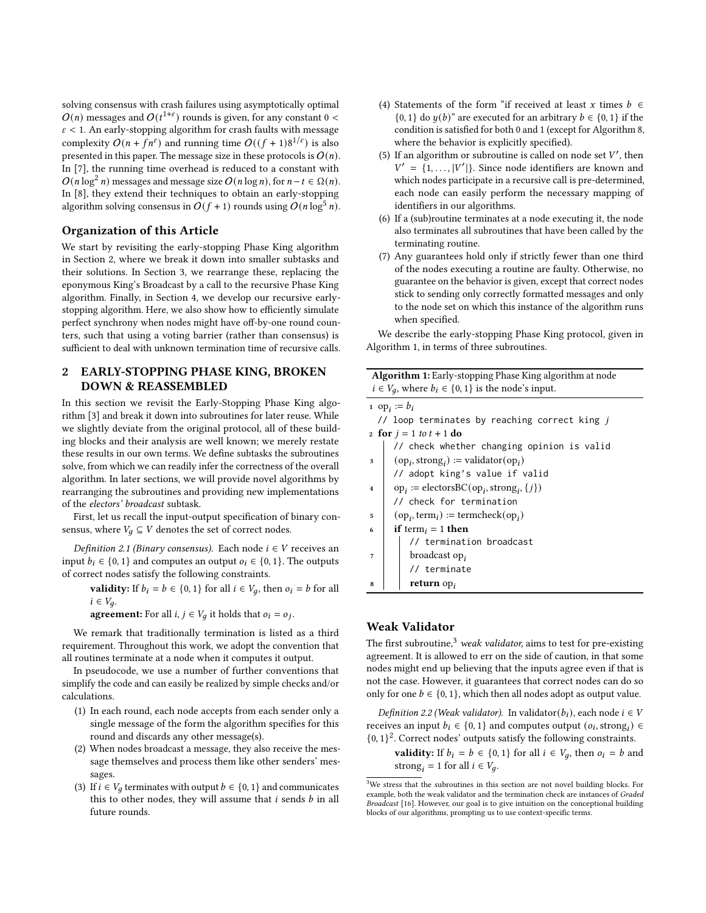solving consensus with crash failures using asymptotically optimal $O(n)$ messages and $O(t^{1+\varepsilon})$ rounds is given, for any constant $0 < \varepsilon < 1$. An early-stopping algorithm for crash faults with message complexity $O(n + fn^{\varepsilon})$ and running time $O((f+1)8^{1/\varepsilon})$ is also presented in this paper. The message size in these protocols is $O(n)$. In [7], the running time overhead is reduced to a constant with $O(n \log^2 n)$ messages and message size $O(n \log n)$, for $n - t \in \Omega(n)$. In [8], they extend their techniques to obtain an early-stopping algorithm solving consensus in $O(f+1)$ rounds using $O(n \log^5 n)$.

### Organization of this Article

We start by revisiting the early-stopping Phase King algorithm in Section 2, where we break it down into smaller subtasks and their solutions. In Section 3, we rearrange these, replacing the eponymous King's Broadcast by a call to the recursive Phase King algorithm. Finally, in Section 4, we develop our recursive early-stopping algorithm. Here, we also show how to efficiently simulate perfect synchrony when nodes might have off-by-one round counters, such that using a voting barrier (rather than consensus) is sufficient to deal with unknown termination time of recursive calls.

## 2 EARLY-STOPPING PHASE KING, BROKEN DOWN & REASSEMBLED

In this section we revisit the Early-Stopping Phase King algorithm [3] and break it down into subroutines for later reuse. While we slightly deviate from the original protocol, all of these building blocks and their analysis are well known; we merely restate these results in our own terms. We define subtasks the subroutines solve, from which we can readily infer the correctness of the overall algorithm. In later sections, we will provide novel algorithms by rearranging the subroutines and providing new implementations of the *electors' broadcast* subtask.

First, let us recall the input-output specification of binary consensus, where $V_g \subseteq V$ denotes the set of correct nodes.

*Definition 2.1 (Binary consensus).* Each node $i \in V$ receives an input $b_i \in \{0,1\}$ and computes an output $o_i \in \{0,1\}$. The outputs of correct nodes satisfy the following constraints.

> **validity:** If $b_i = b \in \{0,1\}$ for all $i \in V_g$, then $o_i = b$ for all $i \in V_g$.
>
> **agreement:** For all $i, j \in V_g$ it holds that $o_i = o_j$.

We remark that traditionally termination is listed as a third requirement. Throughout this work, we adopt the convention that all routines terminate at a node when it computes it output.

In pseudocode, we use a number of further conventions that simplify the code and can easily be realized by simple checks and/or calculations.

1. In each round, each node accepts from each sender only a single message of the form the algorithm specifies for this round and discards any other message(s).
2. When nodes broadcast a message, they also receive the message themselves and process them like other senders' messages.
3. If $i \in V_g$ terminates with output $b \in \{0,1\}$ and communicates this to other nodes, they will assume that $i$ sends $b$ in all future rounds.
4. Statements of the form "if received at least $x$ times $b \in \{0,1\}$ do $y(b)$" are executed for an arbitrary $b \in \{0,1\}$ if the condition is satisfied for both 0 and 1 (except for Algorithm 8, where the behavior is explicitly specified).
5. If an algorithm or subroutine is called on node set $V'$, then $V' = \{1, \ldots, |V'|\}$. Since node identifiers are known and which nodes participate in a recursive call is pre-determined, each node can easily perform the necessary mapping of identifiers in our algorithms.
6. If a (sub)routine terminates at a node executing it, the node also terminates all subroutines that have been called by the terminating routine.
7. Any guarantees hold only if strictly fewer than one third of the nodes executing a routine are faulty. Otherwise, no guarantee on the behavior is given, except that correct nodes stick to sending only correctly formatted messages and only to the node set on which this instance of the algorithm runs when specified.

We describe the early-stopping Phase King protocol, given in Algorithm 1, in terms of three subroutines.

**Algorithm 1:** Early-stopping Phase King algorithm at node $i \in V_g$, where $b_i \in \{0,1\}$ is the node's input.

```
1  op_i := b_i
   // loop terminates by reaching correct king j
2  for j = 1 to t + 1 do
       // check whether changing opinion is valid
3      (op_i, strong_i) := validator(op_i)
       // adopt king's value if valid
4      op_i := electorsBC(op_i, strong_i, {j})
       // check for termination
5      (op_i, term_i) := termcheck(op_i)
6      if term_i = 1 then
           // termination broadcast
7          broadcast op_i
           // terminate
8          return op_i
```

### Weak Validator

The first subroutine,[3] *weak validator,* aims to test for pre-existing agreement. It is allowed to err on the side of caution, in that some nodes might end up believing that the inputs agree even if that is not the case. However, it guarantees that correct nodes can do so only for one $b \in \{0,1\}$, which then all nodes adopt as output value.

*Definition 2.2 (Weak validator).* In validator($b_i$), each node $i \in V$ receives an input $b_i \in \{0,1\}$ and computes output $(o_i, \text{strong}_i) \in \{0,1\}^2$. Correct nodes' outputs satisfy the following constraints.

> **validity:** If $b_i = b \in \{0,1\}$ for all $i \in V_g$, then $o_i = b$ and $\text{strong}_i = 1$ for all $i \in V_g$.

[3] We stress that the subroutines in this section are not novel building blocks. For example, both the weak validator and the termination check are instances of *Graded Broadcast* [16]. However, our goal is to give intuition on the conceptional building blocks of our algorithms, prompting us to use context-specific terms.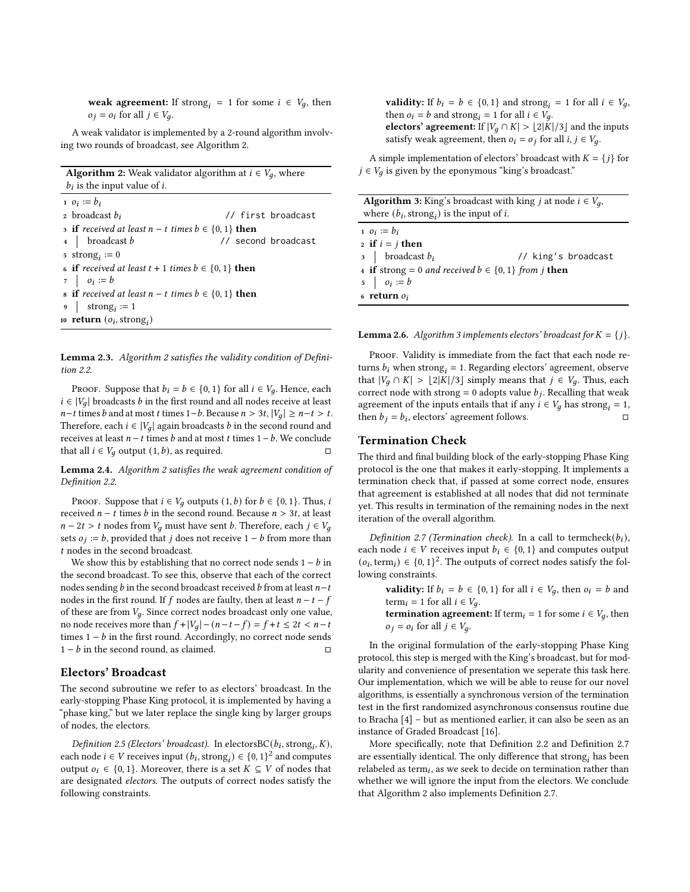**weak agreement:** If $\text{strong}_i = 1$ for some $i \in V_g$, then $o_j = o_i$ for all $j \in V_g$.

A weak validator is implemented by a 2-round algorithm involving two rounds of broadcast, see Algorithm 2.

**Algorithm 2:** Weak validator algorithm at $i \in V_g$, where $b_i$ is the input value of $i$.

```
1  o_i := b_i
2  broadcast b_i                                  // first broadcast
3  if received at least n − t times b ∈ {0,1} then
4  |  broadcast b                                 // second broadcast
5  strong_i := 0
6  if received at least t + 1 times b ∈ {0,1} then
7  |  o_i := b
8  if received at least n − t times b ∈ {0,1} then
9  |  strong_i := 1
10 return (o_i, strong_i)
```

**Lemma 2.3.** *Algorithm 2 satisfies the validity condition of Definition 2.2.*

Proof. Suppose that $b_i = b \in \{0, 1\}$ for all $i \in V_g$. Hence, each $i \in |V_g|$ broadcasts $b$ in the first round and all nodes receive at least $n-t$ times $b$ and at most $t$ times $1-b$. Because $n > 3t$, $|V_g| \geq n-t > t$. Therefore, each $i \in |V_g|$ again broadcasts $b$ in the second round and receives at least $n-t$ times $b$ and at most $t$ times $1-b$. We conclude that all $i \in V_g$ output $(1, b)$, as required. □

**Lemma 2.4.** *Algorithm 2 satisfies the weak agreement condition of Definition 2.2.*

Proof. Suppose that $i \in V_g$ outputs $(1, b)$ for $b \in \{0, 1\}$. Thus, $i$ received $n-t$ times $b$ in the second round. Because $n > 3t$, at least $n - 2t > t$ nodes from $V_g$ must have sent $b$. Therefore, each $j \in V_g$ sets $o_j := b$, provided that $j$ does not receive $1 - b$ from more than $t$ nodes in the second broadcast.

We show this by establishing that no correct node sends $1 - b$ in the second broadcast. To see this, observe that each of the correct nodes sending $b$ in the second broadcast received $b$ from at least $n-t$ nodes in the first round. If $f$ nodes are faulty, then at least $n - t - f$ of these are from $V_g$. Since correct nodes broadcast only one value, no node receives more than $f + |V_g| - (n-t-f) = f + t \leq 2t < n-t$ times $1 - b$ in the first round. Accordingly, no correct node sends $1 - b$ in the second round, as claimed. □

## Electors' Broadcast

The second subroutine we refer to as electors' broadcast. In the early-stopping Phase King protocol, it is implemented by having a "phase king," but we later replace the single king by larger groups of nodes, the electors.

*Definition 2.5 (Electors' broadcast).* In $\text{electorsBC}(b_i, \text{strong}_i, K)$, each node $i \in V$ receives input $(b_i, \text{strong}_i) \in \{0, 1\}^2$ and computes output $o_i \in \{0, 1\}$. Moreover, there is a set $K \subseteq V$ of nodes that are designated *electors*. The outputs of correct nodes satisfy the following constraints.

**validity:** If $b_i = b \in \{0, 1\}$ and $\text{strong}_i = 1$ for all $i \in V_g$, then $o_i = b$ and $\text{strong}_i = 1$ for all $i \in V_g$.
**electors' agreement:** If $|V_g \cap K| > \lfloor 2|K|/3 \rfloor$ and the inputs satisfy weak agreement, then $o_i = o_j$ for all $i, j \in V_g$.

A simple implementation of electors' broadcast with $K = \{j\}$ for $j \in V_g$ is given by the eponymous "king's broadcast."

**Algorithm 3:** King's broadcast with king $j$ at node $i \in V_g$, where $(b_i, \text{strong}_i)$ is the input of $i$.

```
1  o_i := b_i
2  if i = j then
3  |  broadcast b_i                               // king's broadcast
4  if strong = 0 and received b ∈ {0,1} from j then
5  |  o_i := b
6  return o_i
```

**Lemma 2.6.** *Algorithm 3 implements electors' broadcast for $K = \{j\}$.*

Proof. Validity is immediate from the fact that each node returns $b_i$ when $\text{strong}_i = 1$. Regarding electors' agreement, observe that $|V_g \cap K| > \lfloor 2|K|/3 \rfloor$ simply means that $j \in V_g$. Thus, each correct node with strong $= 0$ adopts value $b_j$. Recalling that weak agreement of the inputs entails that if any $i \in V_g$ has $\text{strong}_i = 1$, then $b_j = b_i$, electors' agreement follows. □

## Termination Check

The third and final building block of the early-stopping Phase King protocol is the one that makes it early-stopping. It implements a termination check that, if passed at some correct node, ensures that agreement is established at all nodes that did not terminate yet. This results in termination of the remaining nodes in the next iteration of the overall algorithm.

*Definition 2.7 (Termination check).* In a call to $\text{termcheck}(b_i)$, each node $i \in V$ receives input $b_i \in \{0, 1\}$ and computes output $(o_i, \text{term}_i) \in \{0, 1\}^2$. The outputs of correct nodes satisfy the following constraints.

**validity:** If $b_i = b \in \{0, 1\}$ for all $i \in V_g$, then $o_i = b$ and $\text{term}_i = 1$ for all $i \in V_g$.
**termination agreement:** If $\text{term}_i = 1$ for some $i \in V_g$, then $o_j = o_i$ for all $j \in V_g$.

In the original formulation of the early-stopping Phase King protocol, this step is merged with the King's broadcast, but for modularity and convenience of presentation we seperate this task here. Our implementation, which we will be able to reuse for our novel algorithms, is essentially a synchronous version of the termination test in the first randomized asynchronous consensus routine due to Bracha [4] – but as mentioned earlier, it can also be seen as an instance of Graded Broadcast [16].

More specifically, note that Definition 2.2 and Definition 2.7 are essentially identical. The only difference that $\text{strong}_i$ has been relabeled as $\text{term}_i$, as we seek to decide on termination rather than whether we will ignore the input from the electors. We conclude that Algorithm 2 also implements Definition 2.7.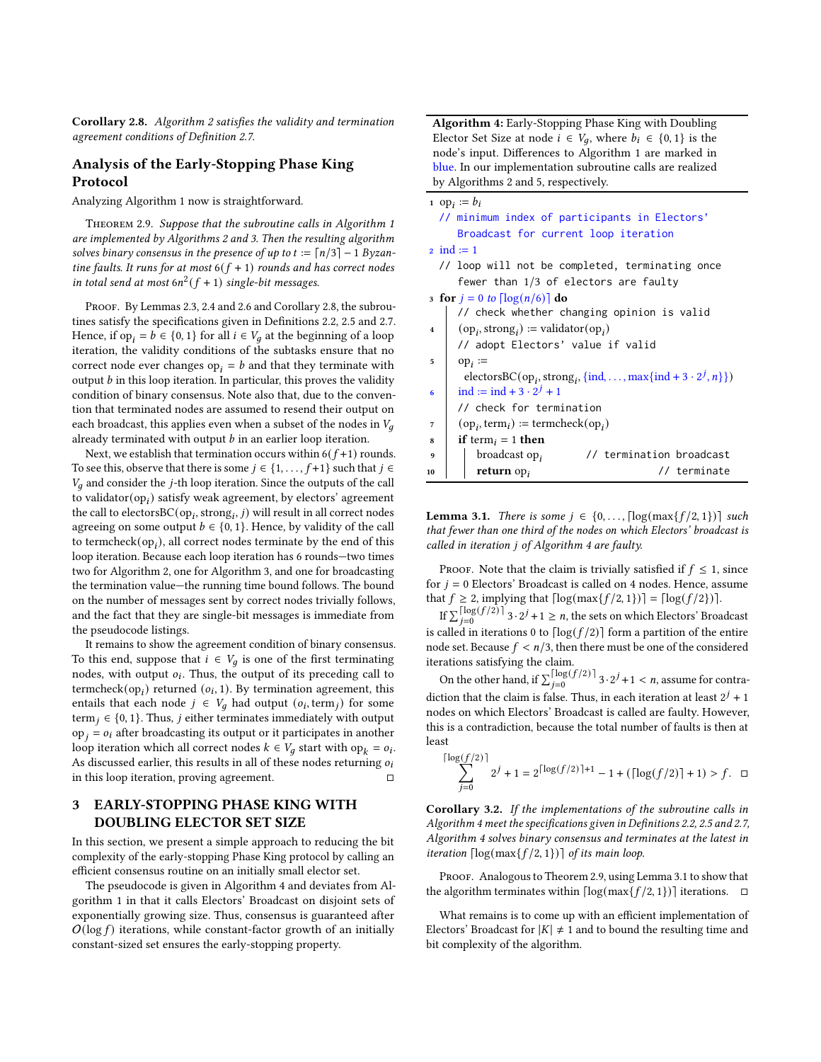**Corollary 2.8.** *Algorithm 2 satisfies the validity and termination agreement conditions of Definition 2.7.*

## Analysis of the Early-Stopping Phase King Protocol

Analyzing Algorithm 1 now is straightforward.

Theorem 2.9. *Suppose that the subroutine calls in Algorithm 1 are implemented by Algorithms 2 and 3. Then the resulting algorithm solves binary consensus in the presence of up to $t := \lceil n/3 \rceil - 1$ Byzantine faults. It runs for at most $6(f+1)$ rounds and has correct nodes in total send at most $6n^2(f+1)$ single-bit messages.*

Proof. By Lemmas 2.3, 2.4 and 2.6 and Corollary 2.8, the subroutines satisfy the specifications given in Definitions 2.2, 2.5 and 2.7. Hence, if $\text{op}_i = b \in \{0,1\}$ for all $i \in V_g$ at the beginning of a loop iteration, the validity conditions of the subtasks ensure that no correct node ever changes $\text{op}_i = b$ and that they terminate with output $b$ in this loop iteration. In particular, this proves the validity condition of binary consensus. Note also that, due to the convention that terminated nodes are assumed to resend their output on each broadcast, this applies even when a subset of the nodes in $V_g$ already terminated with output $b$ in an earlier loop iteration.

Next, we establish that termination occurs within $6(f+1)$ rounds. To see this, observe that there is some $j \in \{1, \ldots, f+1\}$ such that $j \in V_g$ and consider the $j$-th loop iteration. Since the outputs of the call to validator$(\text{op}_i)$ satisfy weak agreement, by electors' agreement the call to electorsBC$(\text{op}_i, \text{strong}_i, j)$ will result in all correct nodes agreeing on some output $b \in \{0,1\}$. Hence, by validity of the call to termcheck$(\text{op}_i)$, all correct nodes terminate by the end of this loop iteration. Because each loop iteration has 6 rounds—two times two for Algorithm 2, one for Algorithm 3, and one for broadcasting the termination value—the running time bound follows. The bound on the number of messages sent by correct nodes trivially follows, and the fact that they are single-bit messages is immediate from the pseudocode listings.

It remains to show the agreement condition of binary consensus. To this end, suppose that $i \in V_g$ is one of the first terminating nodes, with output $o_i$. Thus, the output of its preceding call to termcheck$(\text{op}_i)$ returned $(o_i, 1)$. By termination agreement, this entails that each node $j \in V_g$ had output $(o_i, \text{term}_j)$ for some $\text{term}_j \in \{0,1\}$. Thus, $j$ either terminates immediately with output $\text{op}_j = o_i$ after broadcasting its output or it participates in another loop iteration which all correct nodes $k \in V_g$ start with $\text{op}_k = o_i$. As discussed earlier, this results in all of these nodes returning $o_i$ in this loop iteration, proving agreement. □

## 3 EARLY-STOPPING PHASE KING WITH DOUBLING ELECTOR SET SIZE

In this section, we present a simple approach to reducing the bit complexity of the early-stopping Phase King protocol by calling an efficient consensus routine on an initially small elector set.

The pseudocode is given in Algorithm 4 and deviates from Algorithm 1 in that it calls Electors' Broadcast on disjoint sets of exponentially growing size. Thus, consensus is guaranteed after $O(\log f)$ iterations, while constant-factor growth of an initially constant-sized set ensures the early-stopping property.

**Algorithm 4:** Early-Stopping Phase King with Doubling Elector Set Size at node $i \in V_g$, where $b_i \in \{0,1\}$ is the node's input. Differences to Algorithm 1 are marked in blue. In our implementation subroutine calls are realized by Algorithms 2 and 5, respectively.

```
1  op_i := b_i
   // minimum index of participants in Electors'
      Broadcast for current loop iteration
2  ind := 1
   // loop will not be completed, terminating once
      fewer than 1/3 of electors are faulty
3  for j = 0 to ⌈log(n/6)⌉ do
       // check whether changing opinion is valid
4      (op_i, strong_i) := validator(op_i)
       // adopt Electors' value if valid
5      op_i :=
         electorsBC(op_i, strong_i, {ind, ..., max{ind + 3·2^j, n}})
6      ind := ind + 3·2^j + 1
       // check for termination
7      (op_i, term_i) := termcheck(op_i)
8      if term_i = 1 then
9          broadcast op_i          // termination broadcast
10         return op_i                      // terminate
```

**Lemma 3.1.** *There is some $j \in \{0, \ldots, \lceil \log(\max\{f/2, 1\}) \rceil$ such that fewer than one third of the nodes on which Electors' broadcast is called in iteration $j$ of Algorithm 4 are faulty.*

Proof. Note that the claim is trivially satisfied if $f \leq 1$, since for $j = 0$ Electors' Broadcast is called on 4 nodes. Hence, assume that $f \geq 2$, implying that $\lceil \log(\max\{f/2, 1\}) \rceil = \lceil \log(f/2) \rceil$.

If $\sum_{j=0}^{\lceil \log(f/2) \rceil} 3 \cdot 2^j + 1 \geq n$, the sets on which Electors' Broadcast is called in iterations 0 to $\lceil \log(f/2) \rceil$ form a partition of the entire node set. Because $f < n/3$, then there must be one of the considered iterations satisfying the claim.

On the other hand, if $\sum_{j=0}^{\lceil \log(f/2) \rceil} 3 \cdot 2^j + 1 < n$, assume for contradiction that the claim is false. Thus, in each iteration at least $2^j + 1$ nodes on which Electors' Broadcast is called are faulty. However, this is a contradiction, because the total number of faults is then at least

$$\sum_{j=0}^{\lceil \log(f/2) \rceil} 2^j + 1 = 2^{\lceil \log(f/2) \rceil + 1} - 1 + (\lceil \log(f/2) \rceil + 1) > f. \quad \square$$

**Corollary 3.2.** *If the implementations of the subroutine calls in Algorithm 4 meet the specifications given in Definitions 2.2, 2.5 and 2.7, Algorithm 4 solves binary consensus and terminates at the latest in iteration $\lceil \log(\max\{f/2, 1\}) \rceil$ of its main loop.*

Proof. Analogous to Theorem 2.9, using Lemma 3.1 to show that the algorithm terminates within $\lceil \log(\max\{f/2, 1\}) \rceil$ iterations. □

What remains is to come up with an efficient implementation of Electors' Broadcast for $|K| \neq 1$ and to bound the resulting time and bit complexity of the algorithm.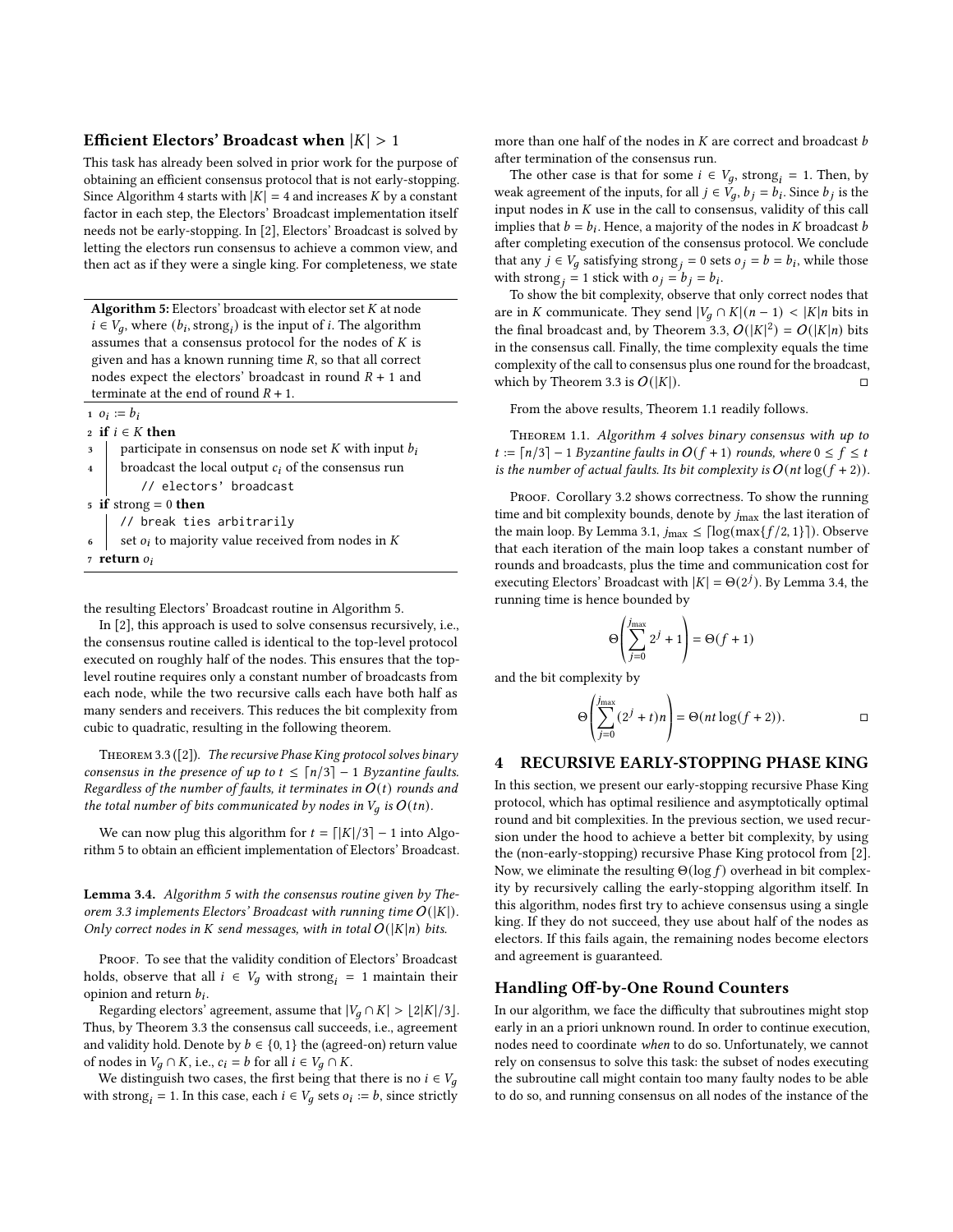### Efficient Electors' Broadcast when $|K| > 1$

This task has already been solved in prior work for the purpose of obtaining an efficient consensus protocol that is not early-stopping. Since Algorithm 4 starts with $|K| = 4$ and increases $K$ by a constant factor in each step, the Electors' Broadcast implementation itself needs not be early-stopping. In [2], Electors' Broadcast is solved by letting the electors run consensus to achieve a common view, and then act as if they were a single king. For completeness, we state the resulting Electors' Broadcast routine in Algorithm 5.

**Algorithm 5:** Electors' broadcast with elector set $K$ at node $i \in V_g$, where $(b_i, \text{strong}_i)$ is the input of $i$. The algorithm assumes that a consensus protocol for the nodes of $K$ is given and has a known running time $R$, so that all correct nodes expect the electors' broadcast in round $R+1$ and terminate at the end of round $R+1$.

```
1 o_i := b_i
2 if i ∈ K then
3     participate in consensus on node set K with input b_i
4     broadcast the local output c_i of the consensus run
          // electors' broadcast
5 if strong = 0 then
      // break ties arbitrarily
6     set o_i to majority value received from nodes in K
7 return o_i
```

In [2], this approach is used to solve consensus recursively, i.e., the consensus routine called is identical to the top-level protocol executed on roughly half of the nodes. This ensures that the top-level routine requires only a constant number of broadcasts from each node, while the two recursive calls each have both half as many senders and receivers. This reduces the bit complexity from cubic to quadratic, resulting in the following theorem.

Theorem 3.3 ([2]). *The recursive Phase King protocol solves binary consensus in the presence of up to $t \leq \lceil n/3 \rceil - 1$ Byzantine faults. Regardless of the number of faults, it terminates in $O(t)$ rounds and the total number of bits communicated by nodes in $V_g$ is $O(tn)$.*

We can now plug this algorithm for $t = \lceil |K|/3 \rceil - 1$ into Algorithm 5 to obtain an efficient implementation of Electors' Broadcast.

**Lemma 3.4.** *Algorithm 5 with the consensus routine given by Theorem 3.3 implements Electors' Broadcast with running time $O(|K|)$. Only correct nodes in $K$ send messages, with in total $O(|K|n)$ bits.*

Proof. To see that the validity condition of Electors' Broadcast holds, observe that all $i \in V_g$ with $\text{strong}_i = 1$ maintain their opinion and return $b_i$.

Regarding electors' agreement, assume that $|V_g \cap K| > \lfloor 2|K|/3 \rfloor$. Thus, by Theorem 3.3 the consensus call succeeds, i.e., agreement and validity hold. Denote by $b \in \{0, 1\}$ the (agreed-on) return value of nodes in $V_g \cap K$, i.e., $c_i = b$ for all $i \in V_g \cap K$.

We distinguish two cases, the first being that there is no $i \in V_g$ with $\text{strong}_i = 1$. In this case, each $i \in V_g$ sets $o_i := b$, since strictly more than one half of the nodes in $K$ are correct and broadcast $b$ after termination of the consensus run.

The other case is that for some $i \in V_g$, $\text{strong}_i = 1$. Then, by weak agreement of the inputs, for all $j \in V_g$, $b_j = b_i$. Since $b_j$ is the input nodes in $K$ use in the call to consensus, validity of this call implies that $b = b_i$. Hence, a majority of the nodes in $K$ broadcast $b$ after completing execution of the consensus protocol. We conclude that any $j \in V_g$ satisfying $\text{strong}_j = 0$ sets $o_j = b = b_i$, while those with $\text{strong}_j = 1$ stick with $o_j = b_j = b_i$.

To show the bit complexity, observe that only correct nodes that are in $K$ communicate. They send $|V_g \cap K|(n-1) < |K|n$ bits in the final broadcast and, by Theorem 3.3, $O(|K|^2) = O(|K|n)$ bits in the consensus call. Finally, the time complexity equals the time complexity of the call to consensus plus one round for the broadcast, which by Theorem 3.3 is $O(|K|)$. □

From the above results, Theorem 1.1 readily follows.

Theorem 1.1. *Algorithm 4 solves binary consensus with up to $t := \lceil n/3 \rceil - 1$ Byzantine faults in $O(f+1)$ rounds, where $0 \leq f \leq t$ is the number of actual faults. Its bit complexity is $O(nt \log(f+2))$.*

Proof. Corollary 3.2 shows correctness. To show the running time and bit complexity bounds, denote by $j_{\max}$ the last iteration of the main loop. By Lemma 3.1, $j_{\max} \leq \lceil \log(\max\{f/2, 1\}) \rceil$. Observe that each iteration of the main loop takes a constant number of rounds and broadcasts, plus the time and communication cost for executing Electors' Broadcast with $|K| = \Theta(2^j)$. By Lemma 3.4, the running time is hence bounded by

$$\Theta\left(\sum_{j=0}^{j_{\max}} 2^j + 1\right) = \Theta(f+1)$$

and the bit complexity by

$$\Theta\left(\sum_{j=0}^{j_{\max}} (2^j + t)n\right) = \Theta(nt \log(f+2)). \qquad \square$$

## 4 RECURSIVE EARLY-STOPPING PHASE KING

In this section, we present our early-stopping recursive Phase King protocol, which has optimal resilience and asymptotically optimal round and bit complexities. In the previous section, we used recursion under the hood to achieve a better bit complexity, by using the (non-early-stopping) recursive Phase King protocol from [2]. Now, we eliminate the resulting $\Theta(\log f)$ overhead in bit complexity by recursively calling the early-stopping algorithm itself. In this algorithm, nodes first try to achieve consensus using a single king. If they do not succeed, they use about half of the nodes as electors. If this fails again, the remaining nodes become electors and agreement is guaranteed.

### Handling Off-by-One Round Counters

In our algorithm, we face the difficulty that subroutines might stop early in an a priori unknown round. In order to continue execution, nodes need to coordinate *when* to do so. Unfortunately, we cannot rely on consensus to solve this task: the subset of nodes executing the subroutine call might contain too many faulty nodes to be able to do so, and running consensus on all nodes of the instance of the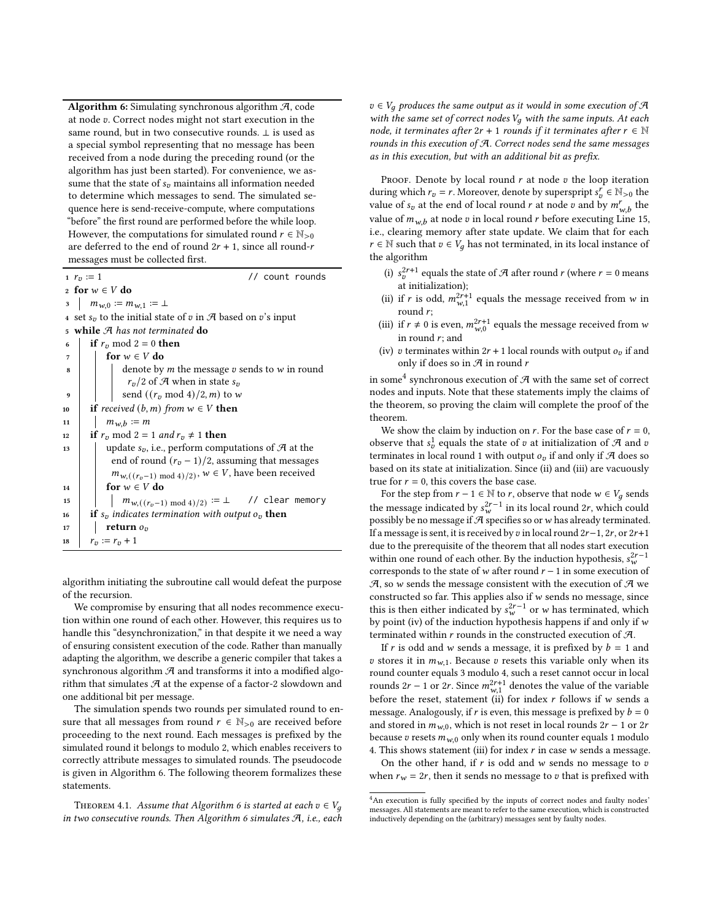**Algorithm 6:** Simulating synchronous algorithm $\mathcal{A}$, code at node $v$. Correct nodes might not start execution in the same round, but in two consecutive rounds. $\perp$ is used as a special symbol representing that no message has been received from a node during the preceding round (or the algorithm has just been started). For convenience, we assume that the state of $s_v$ maintains all information needed to determine which messages to send. The simulated sequence here is send-receive-compute, where computations "before" the first round are performed before the while loop. However, the computations for simulated round $r \in \mathbb{N}_{>0}$ are deferred to the end of round $2r+1$, since all round-$r$ messages must be collected first.

```
1  r_v := 1                                      // count rounds
2  for w ∈ V do
3  |  m_{w,0} := m_{w,1} := ⊥
4  set s_v to the initial state of v in A based on v's input
5  while A has not terminated do
6  |  if r_v mod 2 = 0 then
7  |  |  for w ∈ V do
8  |  |  |  denote by m the message v sends to w in round
   |  |  |    r_v/2 of A when in state s_v
9  |  |  |  send ((r_v mod 4)/2, m) to w
10 |  if received (b, m) from w ∈ V then
11 |  |  m_{w,b} := m
12 |  if r_v mod 2 = 1 and r_v ≠ 1 then
13 |  |  update s_v, i.e., perform computations of A at the
   |  |    end of round (r_v − 1)/2, assuming that messages
   |  |    m_{w,((r_v−1) mod 4)/2)}, w ∈ V, have been received
14 |  |  for w ∈ V do
15 |  |  |  m_{w,((r_v−1) mod 4)/2)} := ⊥     // clear memory
16 |  if s_v indicates termination with output o_v then
17 |  |  return o_v
18 |  r_v := r_v + 1
```

algorithm initiating the subroutine call would defeat the purpose of the recursion.

We compromise by ensuring that all nodes recommence execution within one round of each other. However, this requires us to handle this "desynchronization," in that despite it we need a way of ensuring consistent execution of the code. Rather than manually adapting the algorithm, we describe a generic compiler that takes a synchronous algorithm $\mathcal{A}$ and transforms it into a modified algorithm that simulates $\mathcal{A}$ at the expense of a factor-2 slowdown and one additional bit per message.

The simulation spends two rounds per simulated round to ensure that all messages from round $r \in \mathbb{N}_{>0}$ are received before proceeding to the next round. Each messages is prefixed by the simulated round it belongs to modulo 2, which enables receivers to correctly attribute messages to simulated rounds. The pseudocode is given in Algorithm 6. The following theorem formalizes these statements.

Theorem 4.1. *Assume that Algorithm 6 is started at each $v \in V_g$ in two consecutive rounds. Then Algorithm 6 simulates $\mathcal{A}$, i.e., each $v \in V_g$ produces the same output as it would in some execution of $\mathcal{A}$ with the same set of correct nodes $V_g$ with the same inputs. At each node, it terminates after $2r+1$ rounds if it terminates after $r \in \mathbb{N}$ rounds in this execution of $\mathcal{A}$. Correct nodes send the same messages as in this execution, but with an additional bit as prefix.*

Proof. Denote by local round $r$ at node $v$ the loop iteration during which $r_v = r$. Moreover, denote by superspript $s_v^r \in \mathbb{N}_{>0}$ the value of $s_v$ at the end of local round $r$ at node $v$ and by $m_{w,b}^r$ the value of $m_{w,b}$ at node $v$ in local round $r$ before executing Line 15, i.e., clearing memory after state update. We claim that for each $r \in \mathbb{N}$ such that $v \in V_g$ has not terminated, in its local instance of the algorithm

(i) $s_v^{2r+1}$ equals the state of $\mathcal{A}$ after round $r$ (where $r = 0$ means at initialization);
(ii) if $r$ is odd, $m_{w,1}^{2r+1}$ equals the message received from $w$ in round $r$;
(iii) if $r \neq 0$ is even, $m_{w,0}^{2r+1}$ equals the message received from $w$ in round $r$; and
(iv) $v$ terminates within $2r+1$ local rounds with output $o_v$ if and only if does so in $\mathcal{A}$ in round $r$

in some[4] synchronous execution of $\mathcal{A}$ with the same set of correct nodes and inputs. Note that these statements imply the claims of the theorem, so proving the claim will complete the proof of the theorem.

We show the claim by induction on $r$. For the base case of $r = 0$, observe that $s_v^1$ equals the state of $v$ at initialization of $\mathcal{A}$ and $v$ terminates in local round 1 with output $o_v$ if and only if $\mathcal{A}$ does so based on its state at initialization. Since (ii) and (iii) are vacuously true for $r = 0$, this covers the base case.

For the step from $r - 1 \in \mathbb{N}$ to $r$, observe that node $w \in V_g$ sends the message indicated by $s_w^{2r-1}$ in its local round $2r$, which could possibly be no message if $\mathcal{A}$ specifies so or $w$ has already terminated. If a message is sent, it is received by $v$ in local round $2r-1$, $2r$, or $2r+1$ due to the prerequisite of the theorem that all nodes start execution within one round of each other. By the induction hypothesis, $s_w^{2r-1}$ corresponds to the state of $w$ after round $r-1$ in some execution of $\mathcal{A}$, so $w$ sends the message consistent with the execution of $\mathcal{A}$ we constructed so far. This applies also if $w$ sends no message, since this is then either indicated by $s_w^{2r-1}$ or $w$ has already terminated, which by point (iv) of the induction hypothesis happens if and only if $w$ terminated within $r$ rounds in the constructed execution of $\mathcal{A}$.

If $r$ is odd and $w$ sends a message, it is prefixed by $b = 1$ and $v$ stores it in $m_{w,1}$. Because $v$ resets this variable only when its round counter equals 3 modulo 4, such a reset cannot occur in local rounds $2r-1$ or $2r$. Since $m_{w,1}^{2r+1}$ denotes the value of the variable before the reset, statement (ii) for index $r$ follows if $w$ sends a message. Analogously, if $r$ is even, this message is prefixed by $b = 0$ and stored in $m_{w,0}$, which is not reset in local rounds $2r-1$ or $2r$ because $v$ resets $m_{w,0}$ only when its round counter equals 1 modulo 4. This shows statement (iii) for index $r$ in case $w$ sends a message.

On the other hand, if $r$ is odd and $w$ sends no message to $v$ when $r_w = 2r$, then it sends no message to $v$ that is prefixed with

[4] An execution is fully specified by the inputs of correct nodes and faulty nodes' messages. All statements are meant to refer to the same execution, which is constructed inductively depending on the (arbitrary) messages sent by faulty nodes.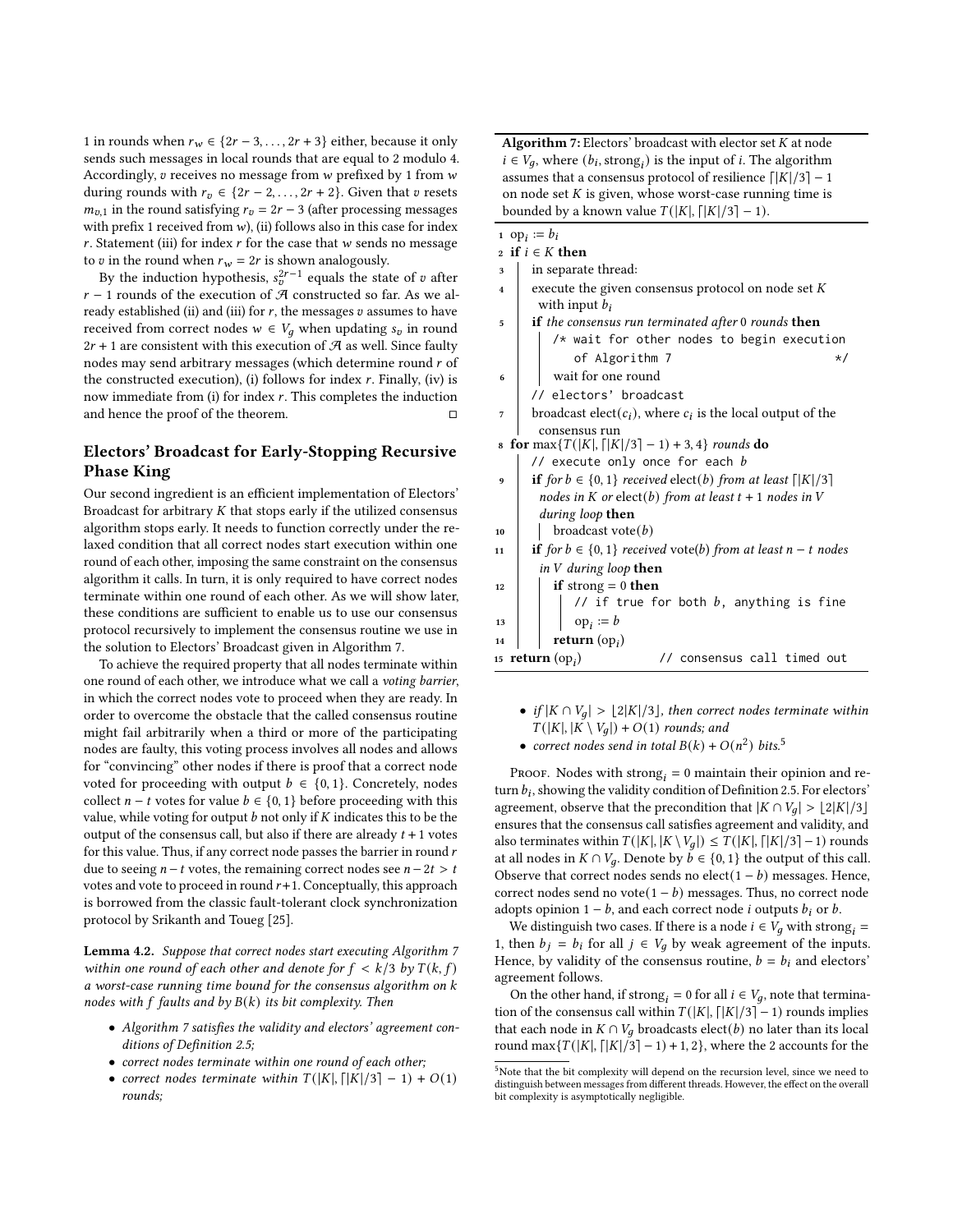1 in rounds when $r_w \in \{2r-3, \dots, 2r+3\}$ either, because it only sends such messages in local rounds that are equal to 2 modulo 4. Accordingly, $v$ receives no message from $w$ prefixed by 1 from $w$ during rounds with $r_v \in \{2r-2, \dots, 2r+2\}$. Given that $v$ resets $m_{v,1}$ in the round satisfying $r_v = 2r-3$ (after processing messages with prefix 1 received from $w$), (ii) follows also in this case for index $r$. Statement (iii) for index $r$ for the case that $w$ sends no message to $v$ in the round when $r_w = 2r$ is shown analogously.

By the induction hypothesis, $s_v^{2r-1}$ equals the state of $v$ after $r-1$ rounds of the execution of $\mathcal{A}$ constructed so far. As we already established (ii) and (iii) for $r$, the messages $v$ assumes to have received from correct nodes $w \in V_g$ when updating $s_v$ in round $2r+1$ are consistent with this execution of $\mathcal{A}$ as well. Since faulty nodes may send arbitrary messages (which determine round $r$ of the constructed execution), (i) follows for index $r$. Finally, (iv) is now immediate from (i) for index $r$. This completes the induction and hence the proof of the theorem. □

## Electors' Broadcast for Early-Stopping Recursive Phase King

Our second ingredient is an efficient implementation of Electors' Broadcast for arbitrary $K$ that stops early if the utilized consensus algorithm stops early. It needs to function correctly under the relaxed condition that all correct nodes start execution within one round of each other, imposing the same constraint on the consensus algorithm it calls. In turn, it is only required to have correct nodes terminate within one round of each other. As we will show later, these conditions are sufficient to enable us to use our consensus protocol recursively to implement the consensus routine we use in the solution to Electors' Broadcast given in Algorithm 7.

To achieve the required property that all nodes terminate within one round of each other, we introduce what we call a *voting barrier*, in which the correct nodes vote to proceed when they are ready. In order to overcome the obstacle that the called consensus routine might fail arbitrarily when a third or more of the participating nodes are faulty, this voting process involves all nodes and allows for "convincing" other nodes if there is proof that a correct node voted for proceeding with output $b \in \{0,1\}$. Concretely, nodes collect $n-t$ votes for value $b \in \{0,1\}$ before proceeding with this value, while voting for output $b$ not only if $K$ indicates this to be the output of the consensus call, but also if there are already $t+1$ votes for this value. Thus, if any correct node passes the barrier in round $r$ due to seeing $n-t$ votes, the remaining correct nodes see $n-2t > t$ votes and vote to proceed in round $r+1$. Conceptually, this approach is borrowed from the classic fault-tolerant clock synchronization protocol by Srikanth and Toueg [25].

**Algorithm 7:** Electors' broadcast with elector set $K$ at node $i \in V_g$, where $(b_i, \text{strong}_i)$ is the input of $i$. The algorithm assumes that a consensus protocol of resilience $\lceil |K|/3 \rceil - 1$ on node set $K$ is given, whose worst-case running time is bounded by a known value $T(|K|, \lceil |K|/3 \rceil - 1)$.

```
1  op_i := b_i
2  if i ∈ K then
3      in separate thread:
4      execute the given consensus protocol on node set K
         with input b_i
5      if the consensus run terminated after 0 rounds then
           /* wait for other nodes to begin execution
              of Algorithm 7                              */
6          wait for one round
       // electors' broadcast
7      broadcast elect(c_i), where c_i is the local output of the
         consensus run
8  for max{T(|K|, ⌈|K|/3⌉ − 1) + 3, 4} rounds do
       // execute only once for each b
9      if for b ∈ {0,1} received elect(b) from at least ⌈|K|/3⌉
         nodes in K or elect(b) from at least t + 1 nodes in V
         during loop then
10         broadcast vote(b)
11     if for b ∈ {0,1} received vote(b) from at least n − t nodes
         in V during loop then
12         if strong = 0 then
               // if true for both b, anything is fine
13             op_i := b
14         return (op_i)
15 return (op_i)             // consensus call timed out
```

**Lemma 4.2.** *Suppose that correct nodes start executing Algorithm 7 within one round of each other and denote for $f < k/3$ by $T(k,f)$ a worst-case running time bound for the consensus algorithm on $k$ nodes with $f$ faults and by $B(k)$ its bit complexity. Then*

- *Algorithm 7 satisfies the validity and electors' agreement conditions of Definition 2.5;*
- *correct nodes terminate within one round of each other;*
- *correct nodes terminate within $T(|K|, \lceil |K|/3 \rceil - 1) + O(1)$ rounds;*
- *if $|K \cap V_g| > \lfloor 2|K|/3 \rfloor$, then correct nodes terminate within $T(|K|, |K \setminus V_g|) + O(1)$ rounds; and*
- *correct nodes send in total $B(k) + O(n^2)$ bits.*[5]

Proof. Nodes with $\text{strong}_i = 0$ maintain their opinion and return $b_i$, showing the validity condition of Definition 2.5. For electors' agreement, observe that the precondition that $|K \cap V_g| > \lfloor 2|K|/3 \rfloor$ ensures that the consensus call satisfies agreement and validity, and also terminates within $T(|K|, |K \setminus V_g|) \le T(|K|, \lceil |K|/3 \rceil - 1)$ rounds at all nodes in $K \cap V_g$. Denote by $b \in \{0,1\}$ the output of this call. Observe that correct nodes sends no $\text{elect}(1-b)$ messages. Hence, correct nodes send no $\text{vote}(1-b)$ messages. Thus, no correct node adopts opinion $1-b$, and each correct node $i$ outputs $b_i$ or $b$.

We distinguish two cases. If there is a node $i \in V_g$ with $\text{strong}_i = 1$, then $b_j = b_i$ for all $j \in V_g$ by weak agreement of the inputs. Hence, by validity of the consensus routine, $b = b_i$ and electors' agreement follows.

On the other hand, if $\text{strong}_i = 0$ for all $i \in V_g$, note that termination of the consensus call within $T(|K|, \lceil |K|/3 \rceil - 1)$ rounds implies that each node in $K \cap V_g$ broadcasts $\text{elect}(b)$ no later than its local round $\max\{T(|K|, \lceil |K|/3 \rceil - 1) + 1, 2\}$, where the 2 accounts for the

[5] Note that the bit complexity will depend on the recursion level, since we need to distinguish between messages from different threads. However, the effect on the overall bit complexity is asymptotically negligible.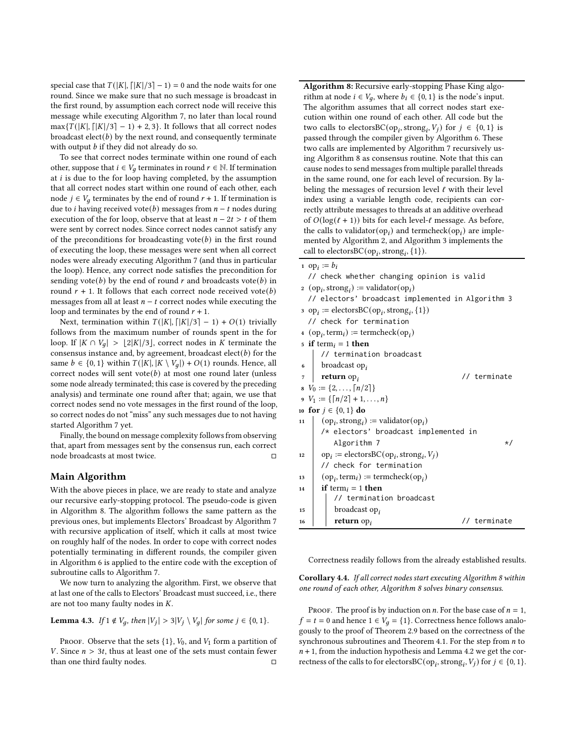special case that $T(|K|, \lceil |K|/3 \rceil - 1) = 0$ and the node waits for one round. Since we make sure that no such message is broadcast in the first round, by assumption each correct node will receive this message while executing Algorithm 7, no later than local round $\max\{T(|K|, \lceil |K|/3 \rceil - 1) + 2, 3\}$. It follows that all correct nodes broadcast elect($b$) by the next round, and consequently terminate with output $b$ if they did not already do so.

To see that correct nodes terminate within one round of each other, suppose that $i \in V_g$ terminates in round $r \in \mathbb{N}$. If termination at $i$ is due to the for loop having completed, by the assumption that all correct nodes start within one round of each other, each node $j \in V_g$ terminates by the end of round $r + 1$. If termination is due to $i$ having received vote($b$) messages from $n - t$ nodes during execution of the for loop, observe that at least $n - 2t > t$ of them were sent by correct nodes. Since correct nodes cannot satisfy any of the preconditions for broadcasting vote($b$) in the first round of executing the loop, these messages were sent when all correct nodes were already executing Algorithm 7 (and thus in particular the loop). Hence, any correct node satisfies the precondition for sending vote($b$) by the end of round $r$ and broadcasts vote($b$) in round $r + 1$. It follows that each correct node received vote($b$) messages from all at least $n - t$ correct nodes while executing the loop and terminates by the end of round $r + 1$.

Next, termination within $T(|K|, \lceil |K|/3 \rceil - 1) + O(1)$ trivially follows from the maximum number of rounds spent in the for loop. If $|K \cap V_g| > \lfloor 2|K|/3 \rfloor$, correct nodes in $K$ terminate the consensus instance and, by agreement, broadcast elect($b$) for the same $b \in \{0, 1\}$ within $T(|K|, |K \setminus V_g|) + O(1)$ rounds. Hence, all correct nodes will sent vote($b$) at most one round later (unless some node already terminated; this case is covered by the preceding analysis) and terminate one round after that; again, we use that correct nodes send no vote messages in the first round of the loop, so correct nodes do not "miss" any such messages due to not having started Algorithm 7 yet.

Finally, the bound on message complexity follows from observing that, apart from messages sent by the consensus run, each correct node broadcasts at most twice. □

## Main Algorithm

With the above pieces in place, we are ready to state and analyze our recursive early-stopping protocol. The pseudo-code is given in Algorithm 8. The algorithm follows the same pattern as the previous ones, but implements Electors' Broadcast by Algorithm 7 with recursive application of itself, which it calls at most twice on roughly half of the nodes. In order to cope with correct nodes potentially terminating in different rounds, the compiler given in Algorithm 6 is applied to the entire code with the exception of subroutine calls to Algorithm 7.

We now turn to analyzing the algorithm. First, we observe that at last one of the calls to Electors' Broadcast must succeed, i.e., there are not too many faulty nodes in $K$.

**Lemma 4.3.** *If $1 \notin V_g$, then $|V_j| > 3|V_j \setminus V_g|$ for some $j \in \{0, 1\}$.*

Proof. Observe that the sets $\{1\}$, $V_0$, and $V_1$ form a partition of $V$. Since $n > 3t$, thus at least one of the sets must contain fewer than one third faulty nodes. □

**Algorithm 8:** Recursive early-stopping Phase King algorithm at node $i \in V_g$, where $b_i \in \{0, 1\}$ is the node's input. The algorithm assumes that all correct nodes start execution within one round of each other. All code but the two calls to electorsBC($\text{op}_i$, $\text{strong}_i$, $V_j$) for $j \in \{0, 1\}$ is passed through the compiler given by Algorithm 6. These two calls are implemented by Algorithm 7 recursively using Algorithm 8 as consensus routine. Note that this can cause nodes to send messages from multiple parallel threads in the same round, one for each level of recursion. By labeling the messages of recursion level $\ell$ with their level index using a variable length code, recipients can correctly attribute messages to threads at an additive overhead of $O(\log(\ell + 1))$ bits for each level-$\ell$ message. As before, the calls to validator($\text{op}_i$) and termcheck($\text{op}_i$) are implemented by Algorithm 2, and Algorithm 3 implements the call to electorsBC($\text{op}_i$, $\text{strong}_i$, $\{1\}$).

```
1  op_i := b_i
   // check whether changing opinion is valid
2  (op_i, strong_i) := validator(op_i)
   // electors' broadcast implemented in Algorithm 3
3  op_i := electorsBC(op_i, strong_i, {1})
   // check for termination
4  (op_i, term_i) := termcheck(op_i)
5  if term_i = 1 then
      // termination broadcast
6     broadcast op_i
7     return op_i                          // terminate
8  V_0 := {2, ..., ⌈n/2⌉}
9  V_1 := {⌈n/2⌉ + 1, ..., n}
10 for j ∈ {0, 1} do
11    (op_i, strong_i) := validator(op_i)
      /* electors' broadcast implemented in
         Algorithm 7                            */
12    op_i := electorsBC(op_i, strong_i, V_j)
      // check for termination
13    (op_i, term_i) := termcheck(op_i)
14    if term_i = 1 then
         // termination broadcast
15       broadcast op_i
16       return op_i                       // terminate
```

Correctness readily follows from the already established results.

**Corollary 4.4.** *If all correct nodes start executing Algorithm 8 within one round of each other, Algorithm 8 solves binary consensus.*

Proof. The proof is by induction on $n$. For the base case of $n = 1$, $f = t = 0$ and hence $1 \in V_g = \{1\}$. Correctness hence follows analogously to the proof of Theorem 2.9 based on the correctness of the synchronous subroutines and Theorem 4.1. For the step from $n$ to $n + 1$, from the induction hypothesis and Lemma 4.2 we get the correctness of the calls to for electorsBC($\text{op}_i$, $\text{strong}_i$, $V_j$) for $j \in \{0, 1\}$.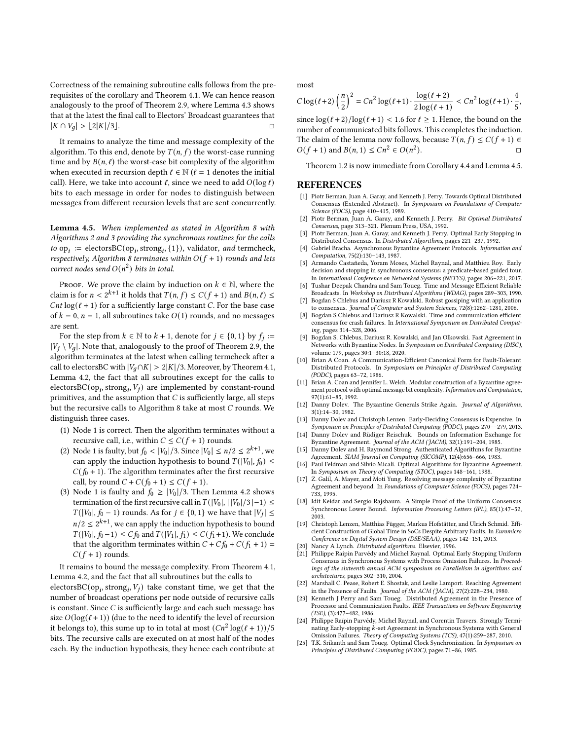Correctness of the remaining subroutine calls follows from the prerequisites of the corollary and Theorem 4.1. We can hence reason analogously to the proof of Theorem 2.9, where Lemma 4.3 shows that at the latest the final call to Electors' Broadcast guarantees that $|K \cap V_g| > \lfloor 2|K|/3 \rfloor$. □

It remains to analyze the time and message complexity of the algorithm. To this end, denote by $T(n, f)$ the worst-case running time and by $B(n, \ell)$ the worst-case bit complexity of the algorithm when executed in recursion depth $\ell \in \mathbb{N}$ ($\ell = 1$ denotes the initial call). Here, we take into account $\ell$, since we need to add $O(\log \ell)$ bits to each message in order for nodes to distinguish between messages from different recursion levels that are sent concurrently.

**Lemma 4.5.** *When implemented as stated in Algorithm 8 with Algorithms 2 and 3 providing the synchronous routines for the calls to* $\text{op}_i := \text{electorsBC}(\text{op}_i, \text{strong}_i, \{1\})$, validator*, and* termcheck*, respectively, Algorithm 8 terminates within* $O(f+1)$ *rounds and lets correct nodes send* $O(n^2)$ *bits in total.*

Proof. We prove the claim by induction on $k \in \mathbb{N}$, where the claim is for $n < 2^{k+1}$ it holds that $T(n, f) \leq C(f+1)$ and $B(n, \ell) \leq Cnt \log(\ell + 1)$ for a sufficiently large constant $C$. For the base case of $k = 0$, $n = 1$, all subroutines take $O(1)$ rounds, and no messages are sent.

For the step from $k \in \mathbb{N}$ to $k+1$, denote for $j \in \{0, 1\}$ by $f_j := |V_j \setminus V_g|$. Note that, analogously to the proof of Theorem 2.9, the algorithm terminates at the latest when calling termcheck after a call to electorsBC with $|V_g \cap K| > 2|K|/3$. Moreover, by Theorem 4.1, Lemma 4.2, the fact that all subroutines except for the calls to $\text{electorsBC}(\text{op}_i, \text{strong}_i, V_j)$ are implemented by constant-round primitives, and the assumption that $C$ is sufficiently large, all steps but the recursive calls to Algorithm 8 take at most $C$ rounds. We distinguish three cases.

1. Node 1 is correct. Then the algorithm terminates without a recursive call, i.e., within $C \leq C(f+1)$ rounds.
2. Node 1 is faulty, but $f_0 < |V_0|/3$. Since $|V_0| \leq n/2 \leq 2^{k+1}$, we can apply the induction hypothesis to bound $T(|V_0|, f_0) \leq C(f_0 + 1)$. The algorithm terminates after the first recursive call, by round $C + C(f_0 + 1) \leq C(f+1)$.
3. Node 1 is faulty and $f_0 \geq |V_0|/3$. Then Lemma 4.2 shows termination of the first recursive call in $T(|V_0|, \lceil |V_0|/3 \rceil - 1) \leq T(|V_0|, f_0 - 1)$ rounds. As for $j \in \{0, 1\}$ we have that $|V_j| \leq n/2 \leq 2^{k+1}$, we can apply the induction hypothesis to bound $T(|V_0|, f_0 - 1) \leq Cf_0$ and $T(|V_1|, f_1) \leq C(f_1 + 1)$. We conclude that the algorithm terminates within $C + Cf_0 + C(f_1 + 1) = C(f+1)$ rounds.

It remains to bound the message complexity. From Theorem 4.1, Lemma 4.2, and the fact that all subroutines but the calls to $\text{electorsBC}(\text{op}_i, \text{strong}_i, V_j)$ take constant time, we get that the number of broadcast operations per node outside of recursive calls is constant. Since $C$ is sufficiently large and each such message has size $O(\log(\ell + 1))$ (due to the need to identify the level of recursion it belongs to), this sume up to in total at most $(Cn^2 \log(\ell + 1))/5$ bits. The recursive calls are executed on at most half of the nodes each. By the induction hypothesis, they hence each contribute at most

$$C \log(\ell+2) \left(\frac{n}{2}\right)^2 = Cn^2 \log(\ell+1) \cdot \frac{\log(\ell+2)}{2\log(\ell+1)} < Cn^2 \log(\ell+1) \cdot \frac{4}{5},$$

since $\log(\ell + 2)/\log(\ell + 1) < 1.6$ for $\ell \geq 1$. Hence, the bound on the number of communicated bits follows. This completes the induction. The claim of the lemma now follows, because $T(n, f) \leq C(f+1) \in O(f+1)$ and $B(n, 1) \leq Cn^2 \in O(n^2)$. □

Theorem 1.2 is now immediate from Corollary 4.4 and Lemma 4.5.

## REFERENCES

[1] Piotr Berman, Juan A. Garay, and Kenneth J. Perry. Towards Optimal Distributed Consensus (Extended Abstract). In *Symposium on Foundations of Computer Science (FOCS)*, page 410–415, 1989.

[2] Piotr Berman, Juan A. Garay, and Kenneth J. Perry. *Bit Optimal Distributed Consensus*, page 313–321. Plenum Press, USA, 1992.

[3] Piotr Berman, Juan A. Garay, and Kenneth J. Perry. Optimal Early Stopping in Distributed Consensus. In *Distributed Algorithms*, pages 221–237, 1992.

[4] Gabriel Bracha. Asynchronous Byzantine Agreement Protocols. *Information and Computation*, 75(2):130–143, 1987.

[5] Armando Castañeda, Yoram Moses, Michel Raynal, and Matthieu Roy. Early decision and stopping in synchronous consensus: a predicate-based guided tour. In *International Conference on Networked Systems (NETYS)*, pages 206–221, 2017.

[6] Tushar Deepak Chandra and Sam Toueg. Time and Message Efficient Reliable Broadcasts. In *Workshop on Distributed Algorithms (WDAG)*, pages 289–303, 1990.

[7] Bogdan S Chlebus and Dariusz R Kowalski. Robust gossiping with an application to consensus. *Journal of Computer and System Sciences*, 72(8):1262–1281, 2006.

[8] Bogdan S Chlebus and Dariusz R Kowalski. Time and communication efficient consensus for crash failures. In *International Symposium on Distributed Computing*, pages 314–328, 2006.

[9] Bogdan S. Chlebus, Dariusz R. Kowalski, and Jan Olkowski. Fast Agreement in Networks with Byzantine Nodes. In *Symposium on Distributed Computing (DISC)*, volume 179, pages 30:1–30:18, 2020.

[10] Brian A Coan. A Communication-Efficient Canonical Form for Fault-Tolerant Distributed Protocols. In *Symposium on Principles of Distributed Computing (PODC)*, pages 63–72, 1986.

[11] Brian A. Coan and Jennifer L. Welch. Modular construction of a Byzantine agreement protocol with optimal message bit complexity. *Information and Computation*, 97(1):61–85, 1992.

[12] Danny Dolev. The Byzantine Generals Strike Again. *Journal of Algorithms*, 3(1):14–30, 1982.

[13] Danny Dolev and Christoph Lenzen. Early-Deciding Consensus is Expensive. In *Symposium on Principles of Distributed Computing (PODC)*, pages 270–-279, 2013.

[14] Danny Dolev and Rüdiger Reischuk. Bounds on Information Exchange for Byzantine Agreement. *Journal of the ACM (JACM)*, 32(1):191–204, 1985.

[15] Danny Dolev and H. Raymond Strong. Authenticated Algorithms for Byzantine Agreement. *SIAM Journal on Computing (SICOMP)*, 12(4):656–666, 1983.

[16] Paul Feldman and Silvio Micali. Optimal Algorithms for Byzantine Agreement. In *Symposium on Theory of Computing (STOC)*, pages 148–161, 1988.

[17] Z. Galil, A. Mayer, and Moti Yung. Resolving message complexity of Byzantine Agreement and beyond. In *Foundations of Computer Science (FOCS)*, pages 724–733, 1995.

[18] Idit Keidar and Sergio Rajsbaum. A Simple Proof of the Uniform Consensus Synchronous Lower Bound. *Information Processing Letters (IPL)*, 85(1):47–52, 2003.

[19] Christoph Lenzen, Matthias Függer, Markus Hofstätter, and Ulrich Schmid. Efficient Construction of Global Time in SoCs Despite Arbitrary Faults. In *Euromicro Conference on Digital System Design (DSE/SEAA)*, pages 142–151, 2013.

[20] Nancy A Lynch. *Distributed algorithms*. Elsevier, 1996.

[21] Philippe Raipin Parvédy and Michel Raynal. Optimal Early Stopping Uniform Consensus in Synchronous Systems with Process Omission Failures. In *Proceedings of the sixteenth annual ACM symposium on Parallelism in algorithms and architectures*, pages 302–310, 2004.

[22] Marshall C. Pease, Robert E. Shostak, and Leslie Lamport. Reaching Agreement in the Presence of Faults. *Journal of the ACM (JACM)*, 27(2):228–234, 1980.

[23] Kenneth J Perry and Sam Toueg. Distributed Agreement in the Presence of Processor and Communication Faults. *IEEE Transactions on Software Engineering (TSE)*, (3):477–482, 1986.

[24] Philippe Raïpin Parvédy, Michel Raynal, and Corentin Travers. Strongly Terminating Early-stopping $k$-set Agreement in Synchronous Systems with General Omission Failures. *Theory of Computing Systems (TCS)*, 47(1):259–287, 2010.

[25] T.K. Srikanth and Sam Toueg. Optimal Clock Synchronization. In *Symposium on Principles of Distributed Computing (PODC)*, pages 71–86, 1985.